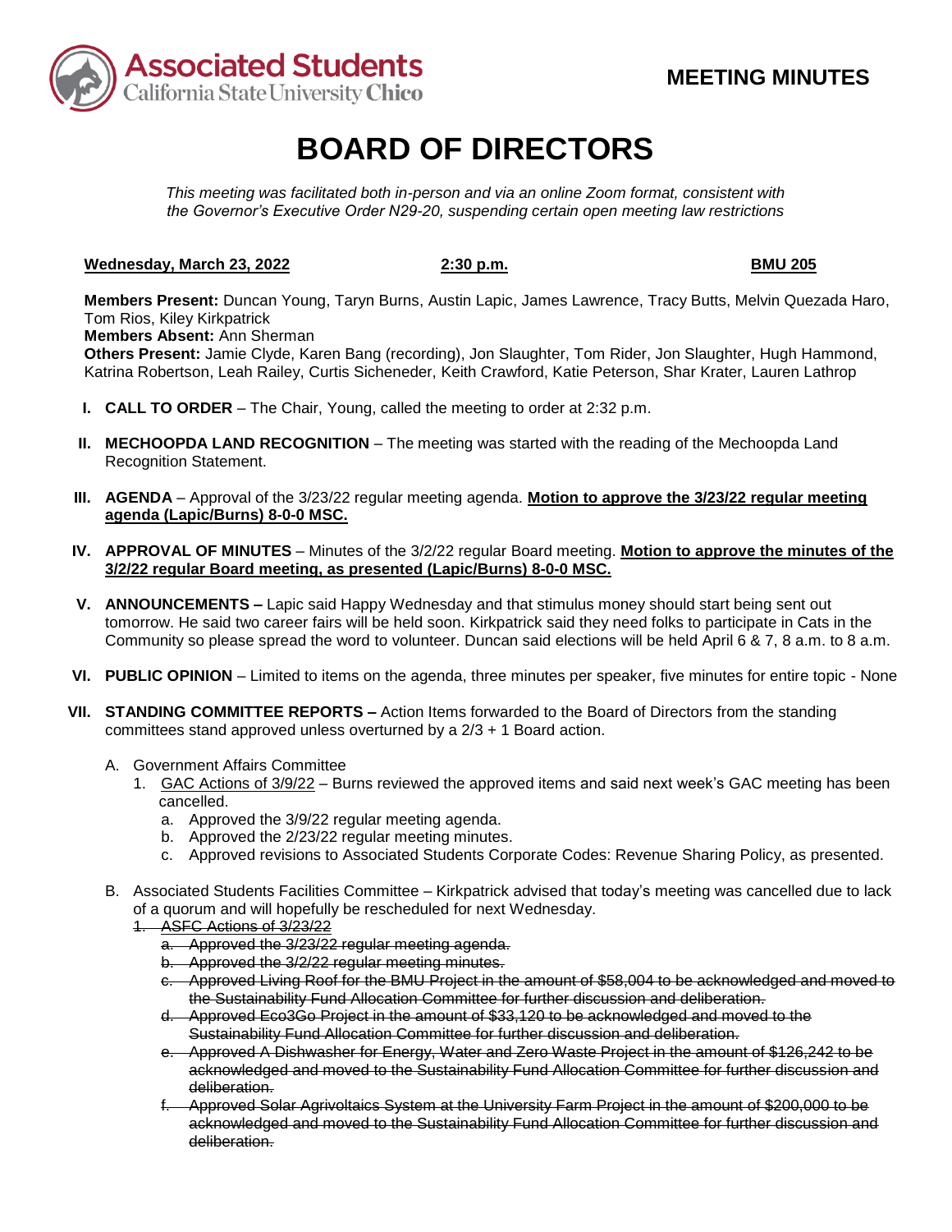Associated Students California State University Chico

**MEETING MINUTES**

# BOARD OF DIRECTORS

*This meeting was facilitated both in-person and via an online Zoom format, consistent with the Governor's Executive Order N29-20, suspending certain open meeting law restrictions*

**Wednesday, March 23, 2022** **2:30 p.m.** **BMU 205**

**Members Present:** Duncan Young, Taryn Burns, Austin Lapic, James Lawrence, Tracy Butts, Melvin Quezada Haro, Tom Rios, Kiley Kirkpatrick
**Members Absent:** Ann Sherman
**Others Present:** Jamie Clyde, Karen Bang (recording), Jon Slaughter, Tom Rider, Jon Slaughter, Hugh Hammond, Katrina Robertson, Leah Railey, Curtis Sicheneder, Keith Crawford, Katie Peterson, Shar Krater, Lauren Lathrop

I. **CALL TO ORDER** – The Chair, Young, called the meeting to order at 2:32 p.m.

II. **MECHOOPDA LAND RECOGNITION** – The meeting was started with the reading of the Mechoopda Land Recognition Statement.

III. **AGENDA** – Approval of the 3/23/22 regular meeting agenda. **Motion to approve the 3/23/22 regular meeting agenda (Lapic/Burns) 8-0-0 MSC.**

IV. **APPROVAL OF MINUTES** – Minutes of the 3/2/22 regular Board meeting. **Motion to approve the minutes of the 3/2/22 regular Board meeting, as presented (Lapic/Burns) 8-0-0 MSC.**

V. **ANNOUNCEMENTS –** Lapic said Happy Wednesday and that stimulus money should start being sent out tomorrow. He said two career fairs will be held soon. Kirkpatrick said they need folks to participate in Cats in the Community so please spread the word to volunteer. Duncan said elections will be held April 6 & 7, 8 a.m. to 8 a.m.

VI. **PUBLIC OPINION** – Limited to items on the agenda, three minutes per speaker, five minutes for entire topic - None

VII. **STANDING COMMITTEE REPORTS –** Action Items forwarded to the Board of Directors from the standing committees stand approved unless overturned by a 2/3 + 1 Board action.

   A. Government Affairs Committee
      1. GAC Actions of 3/9/22 – Burns reviewed the approved items and said next week's GAC meeting has been cancelled.
         a. Approved the 3/9/22 regular meeting agenda.
         b. Approved the 2/23/22 regular meeting minutes.
         c. Approved revisions to Associated Students Corporate Codes: Revenue Sharing Policy, as presented.

   B. Associated Students Facilities Committee – Kirkpatrick advised that today's meeting was cancelled due to lack of a quorum and will hopefully be rescheduled for next Wednesday.
      1. ~~ASFC Actions of 3/23/22~~
         a. ~~Approved the 3/23/22 regular meeting agenda.~~
         b. ~~Approved the 3/2/22 regular meeting minutes.~~
         c. ~~Approved Living Roof for the BMU Project in the amount of $58,004 to be acknowledged and moved to the Sustainability Fund Allocation Committee for further discussion and deliberation.~~
         d. ~~Approved Eco3Go Project in the amount of $33,120 to be acknowledged and moved to the Sustainability Fund Allocation Committee for further discussion and deliberation.~~
         e. ~~Approved A Dishwasher for Energy, Water and Zero Waste Project in the amount of $126,242 to be acknowledged and moved to the Sustainability Fund Allocation Committee for further discussion and deliberation.~~
         f. ~~Approved Solar Agrivoltaics System at the University Farm Project in the amount of $200,000 to be acknowledged and moved to the Sustainability Fund Allocation Committee for further discussion and deliberation.~~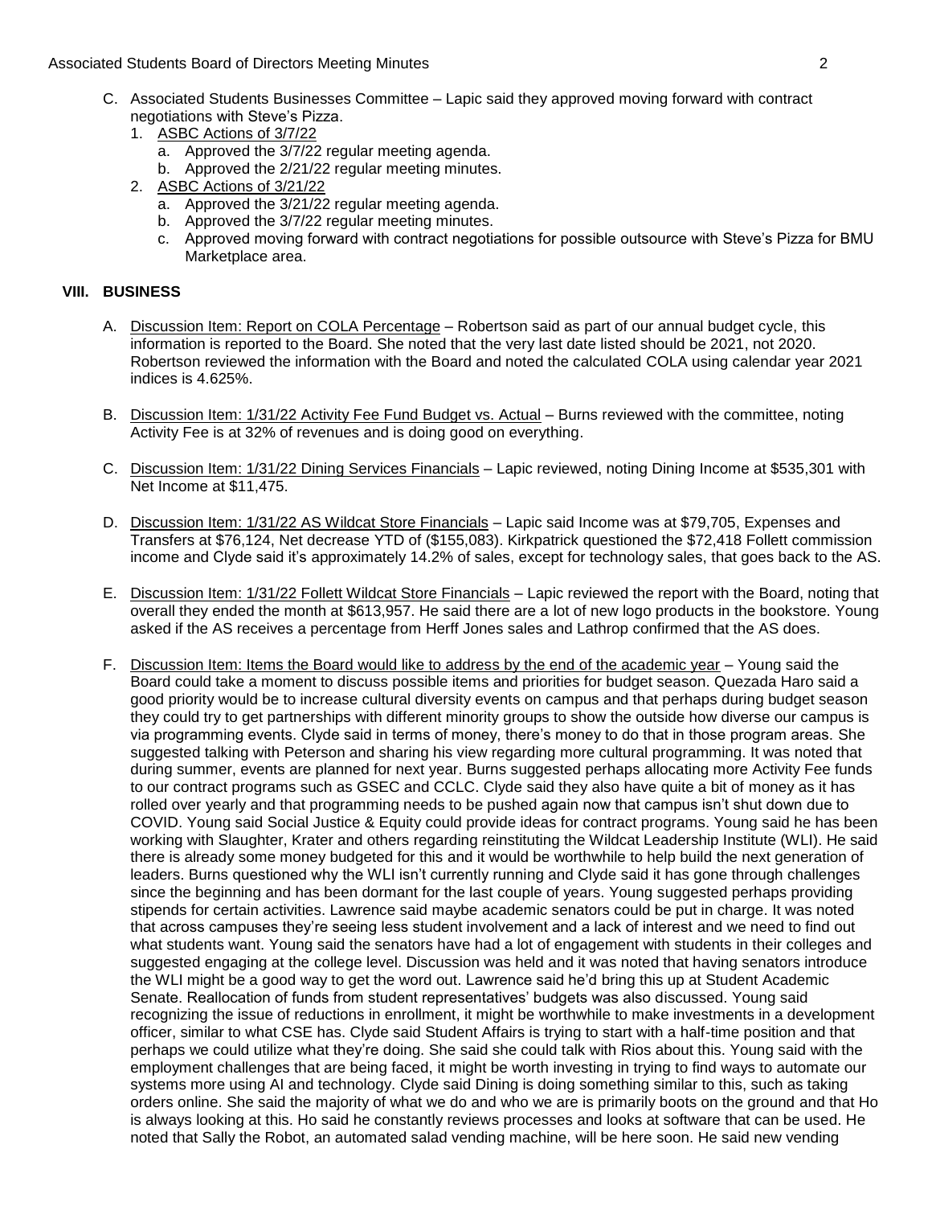C. Associated Students Businesses Committee – Lapic said they approved moving forward with contract negotiations with Steve's Pizza.
   1. ASBC Actions of 3/7/22
      a. Approved the 3/7/22 regular meeting agenda.
      b. Approved the 2/21/22 regular meeting minutes.
   2. ASBC Actions of 3/21/22
      a. Approved the 3/21/22 regular meeting agenda.
      b. Approved the 3/7/22 regular meeting minutes.
      c. Approved moving forward with contract negotiations for possible outsource with Steve's Pizza for BMU Marketplace area.

## VIII. BUSINESS

A. Discussion Item: Report on COLA Percentage – Robertson said as part of our annual budget cycle, this information is reported to the Board. She noted that the very last date listed should be 2021, not 2020. Robertson reviewed the information with the Board and noted the calculated COLA using calendar year 2021 indices is 4.625%.

B. Discussion Item: 1/31/22 Activity Fee Fund Budget vs. Actual – Burns reviewed with the committee, noting Activity Fee is at 32% of revenues and is doing good on everything.

C. Discussion Item: 1/31/22 Dining Services Financials – Lapic reviewed, noting Dining Income at $535,301 with Net Income at $11,475.

D. Discussion Item: 1/31/22 AS Wildcat Store Financials – Lapic said Income was at $79,705, Expenses and Transfers at $76,124, Net decrease YTD of ($155,083). Kirkpatrick questioned the $72,418 Follett commission income and Clyde said it's approximately 14.2% of sales, except for technology sales, that goes back to the AS.

E. Discussion Item: 1/31/22 Follett Wildcat Store Financials – Lapic reviewed the report with the Board, noting that overall they ended the month at $613,957. He said there are a lot of new logo products in the bookstore. Young asked if the AS receives a percentage from Herff Jones sales and Lathrop confirmed that the AS does.

F. Discussion Item: Items the Board would like to address by the end of the academic year – Young said the Board could take a moment to discuss possible items and priorities for budget season. Quezada Haro said a good priority would be to increase cultural diversity events on campus and that perhaps during budget season they could try to get partnerships with different minority groups to show the outside how diverse our campus is via programming events. Clyde said in terms of money, there's money to do that in those program areas. She suggested talking with Peterson and sharing his view regarding more cultural programming. It was noted that during summer, events are planned for next year. Burns suggested perhaps allocating more Activity Fee funds to our contract programs such as GSEC and CCLC. Clyde said they also have quite a bit of money as it has rolled over yearly and that programming needs to be pushed again now that campus isn't shut down due to COVID. Young said Social Justice & Equity could provide ideas for contract programs. Young said he has been working with Slaughter, Krater and others regarding reinstituting the Wildcat Leadership Institute (WLI). He said there is already some money budgeted for this and it would be worthwhile to help build the next generation of leaders. Burns questioned why the WLI isn't currently running and Clyde said it has gone through challenges since the beginning and has been dormant for the last couple of years. Young suggested perhaps providing stipends for certain activities. Lawrence said maybe academic senators could be put in charge. It was noted that across campuses they're seeing less student involvement and a lack of interest and we need to find out what students want. Young said the senators have had a lot of engagement with students in their colleges and suggested engaging at the college level. Discussion was held and it was noted that having senators introduce the WLI might be a good way to get the word out. Lawrence said he'd bring this up at Student Academic Senate. Reallocation of funds from student representatives' budgets was also discussed. Young said recognizing the issue of reductions in enrollment, it might be worthwhile to make investments in a development officer, similar to what CSE has. Clyde said Student Affairs is trying to start with a half-time position and that perhaps we could utilize what they're doing. She said she could talk with Rios about this. Young said with the employment challenges that are being faced, it might be worth investing in trying to find ways to automate our systems more using AI and technology. Clyde said Dining is doing something similar to this, such as taking orders online. She said the majority of what we do and who we are is primarily boots on the ground and that Ho is always looking at this. Ho said he constantly reviews processes and looks at software that can be used. He noted that Sally the Robot, an automated salad vending machine, will be here soon. He said new vending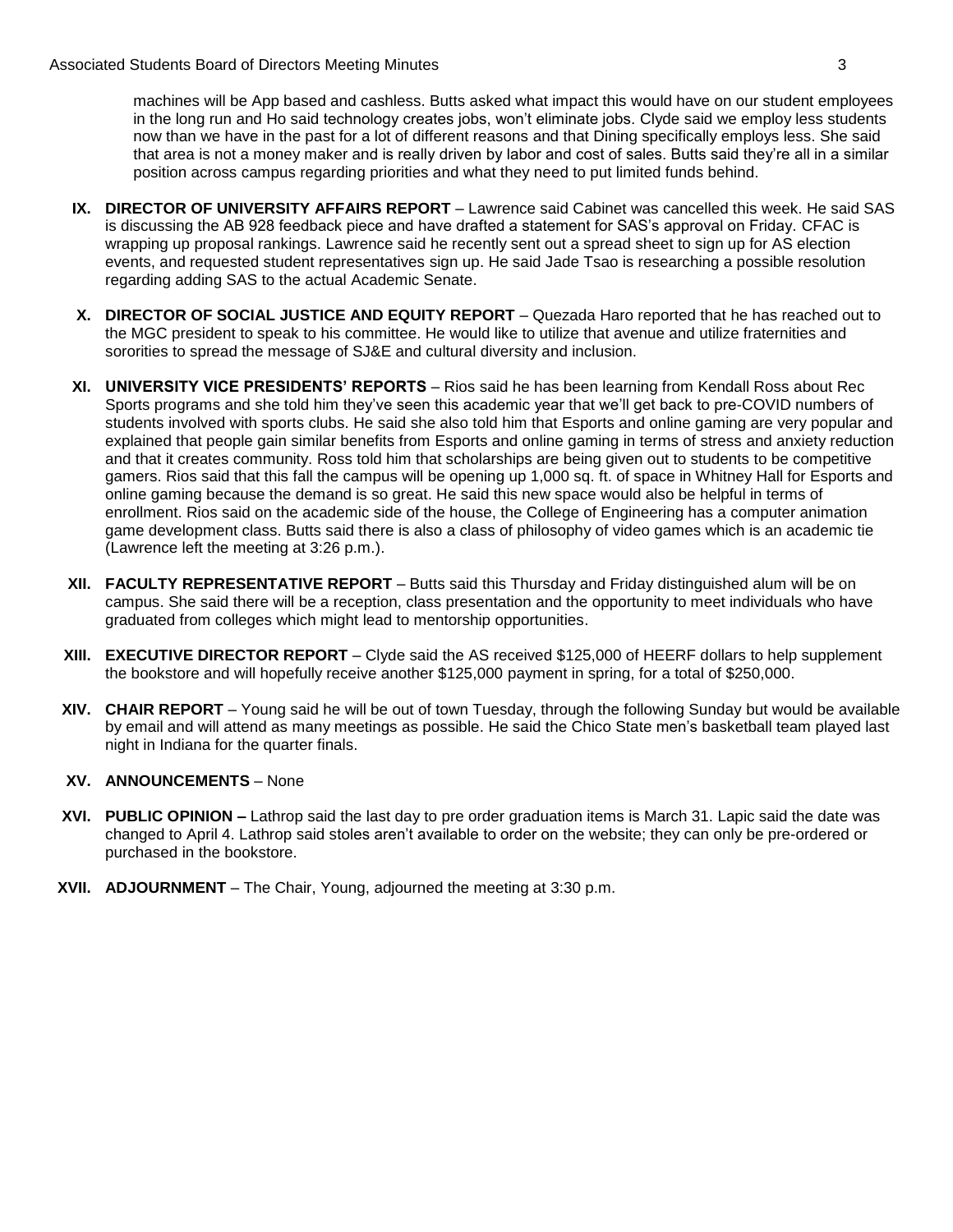machines will be App based and cashless. Butts asked what impact this would have on our student employees in the long run and Ho said technology creates jobs, won't eliminate jobs. Clyde said we employ less students now than we have in the past for a lot of different reasons and that Dining specifically employs less. She said that area is not a money maker and is really driven by labor and cost of sales. Butts said they're all in a similar position across campus regarding priorities and what they need to put limited funds behind.

IX. **DIRECTOR OF UNIVERSITY AFFAIRS REPORT** – Lawrence said Cabinet was cancelled this week. He said SAS is discussing the AB 928 feedback piece and have drafted a statement for SAS's approval on Friday. CFAC is wrapping up proposal rankings. Lawrence said he recently sent out a spread sheet to sign up for AS election events, and requested student representatives sign up. He said Jade Tsao is researching a possible resolution regarding adding SAS to the actual Academic Senate.

X. **DIRECTOR OF SOCIAL JUSTICE AND EQUITY REPORT** – Quezada Haro reported that he has reached out to the MGC president to speak to his committee. He would like to utilize that avenue and utilize fraternities and sororities to spread the message of SJ&E and cultural diversity and inclusion.

XI. **UNIVERSITY VICE PRESIDENTS' REPORTS** – Rios said he has been learning from Kendall Ross about Rec Sports programs and she told him they've seen this academic year that we'll get back to pre-COVID numbers of students involved with sports clubs. He said she also told him that Esports and online gaming are very popular and explained that people gain similar benefits from Esports and online gaming in terms of stress and anxiety reduction and that it creates community. Ross told him that scholarships are being given out to students to be competitive gamers. Rios said that this fall the campus will be opening up 1,000 sq. ft. of space in Whitney Hall for Esports and online gaming because the demand is so great. He said this new space would also be helpful in terms of enrollment. Rios said on the academic side of the house, the College of Engineering has a computer animation game development class. Butts said there is also a class of philosophy of video games which is an academic tie (Lawrence left the meeting at 3:26 p.m.).

XII. **FACULTY REPRESENTATIVE REPORT** – Butts said this Thursday and Friday distinguished alum will be on campus. She said there will be a reception, class presentation and the opportunity to meet individuals who have graduated from colleges which might lead to mentorship opportunities.

XIII. **EXECUTIVE DIRECTOR REPORT** – Clyde said the AS received $125,000 of HEERF dollars to help supplement the bookstore and will hopefully receive another $125,000 payment in spring, for a total of $250,000.

XIV. **CHAIR REPORT** – Young said he will be out of town Tuesday, through the following Sunday but would be available by email and will attend as many meetings as possible. He said the Chico State men's basketball team played last night in Indiana for the quarter finals.

XV. **ANNOUNCEMENTS** – None

XVI. **PUBLIC OPINION –** Lathrop said the last day to pre order graduation items is March 31. Lapic said the date was changed to April 4. Lathrop said stoles aren't available to order on the website; they can only be pre-ordered or purchased in the bookstore.

XVII. **ADJOURNMENT** – The Chair, Young, adjourned the meeting at 3:30 p.m.